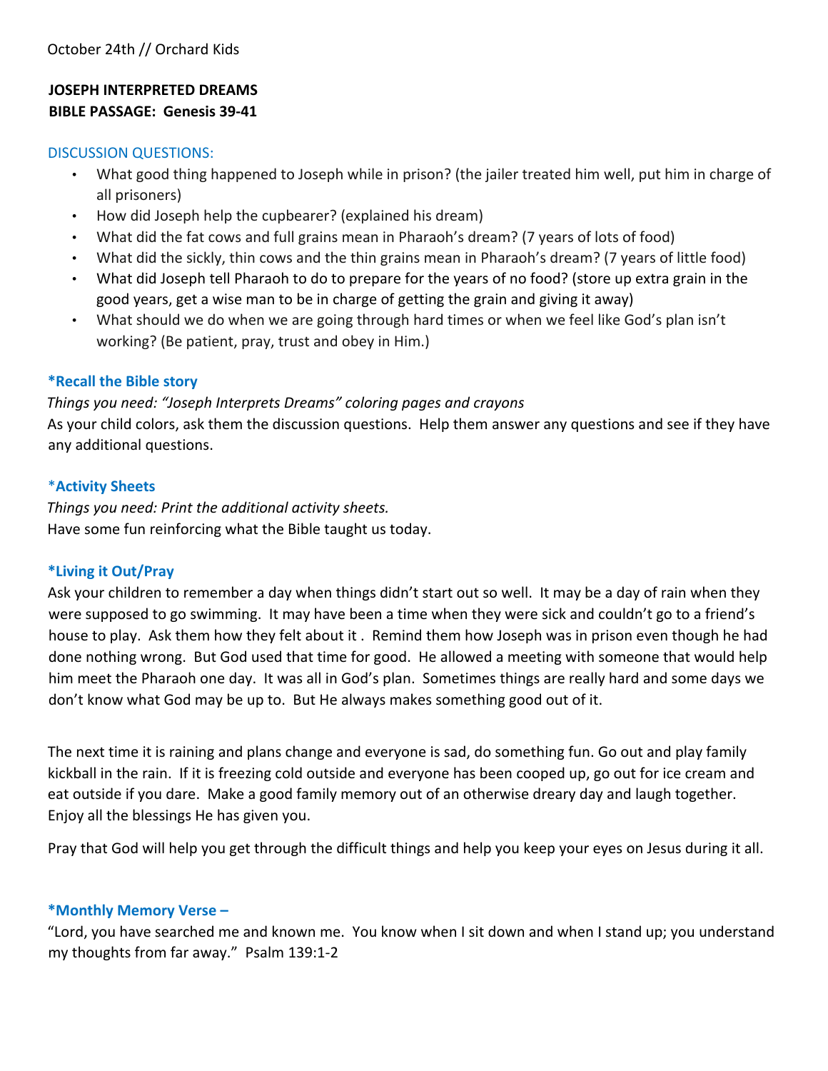October 24th // Orchard Kids

**JOSEPH INTERPRETED DREAMS**
**BIBLE PASSAGE: Genesis 39-41**

DISCUSSION QUESTIONS:

- What good thing happened to Joseph while in prison? (the jailer treated him well, put him in charge of all prisoners)
- How did Joseph help the cupbearer? (explained his dream)
- What did the fat cows and full grains mean in Pharaoh's dream? (7 years of lots of food)
- What did the sickly, thin cows and the thin grains mean in Pharaoh's dream? (7 years of little food)
- What did Joseph tell Pharaoh to do to prepare for the years of no food? (store up extra grain in the good years, get a wise man to be in charge of getting the grain and giving it away)
- What should we do when we are going through hard times or when we feel like God's plan isn't working? (Be patient, pray, trust and obey in Him.)

**\*Recall the Bible story**

*Things you need: "Joseph Interprets Dreams" coloring pages and crayons*
As your child colors, ask them the discussion questions. Help them answer any questions and see if they have any additional questions.

**\*Activity Sheets**

*Things you need: Print the additional activity sheets.*
Have some fun reinforcing what the Bible taught us today.

**\*Living it Out/Pray**

Ask your children to remember a day when things didn't start out so well. It may be a day of rain when they were supposed to go swimming. It may have been a time when they were sick and couldn't go to a friend's house to play. Ask them how they felt about it . Remind them how Joseph was in prison even though he had done nothing wrong. But God used that time for good. He allowed a meeting with someone that would help him meet the Pharaoh one day. It was all in God's plan. Sometimes things are really hard and some days we don't know what God may be up to. But He always makes something good out of it.

The next time it is raining and plans change and everyone is sad, do something fun. Go out and play family kickball in the rain. If it is freezing cold outside and everyone has been cooped up, go out for ice cream and eat outside if you dare. Make a good family memory out of an otherwise dreary day and laugh together. Enjoy all the blessings He has given you.

Pray that God will help you get through the difficult things and help you keep your eyes on Jesus during it all.

**\*Monthly Memory Verse –**

"Lord, you have searched me and known me. You know when I sit down and when I stand up; you understand my thoughts from far away." Psalm 139:1-2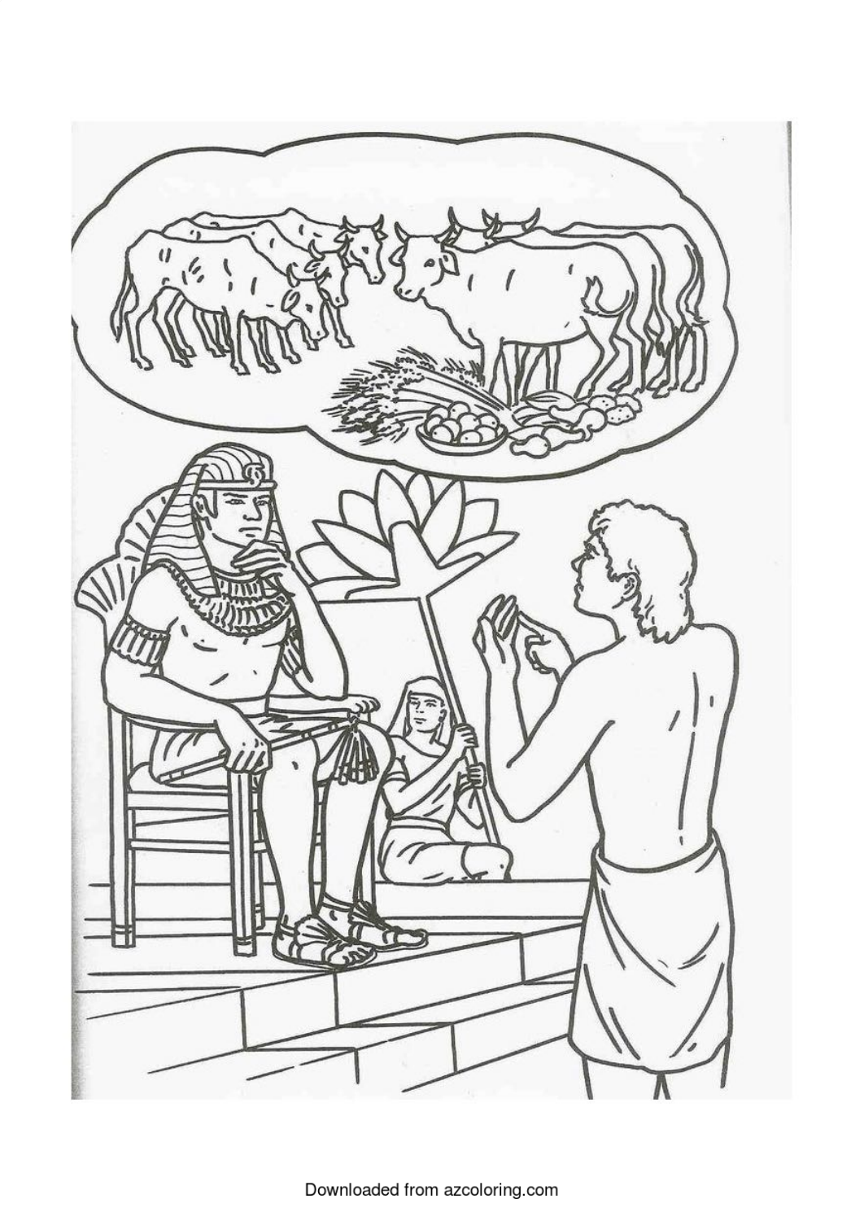Downloaded from azcoloring.com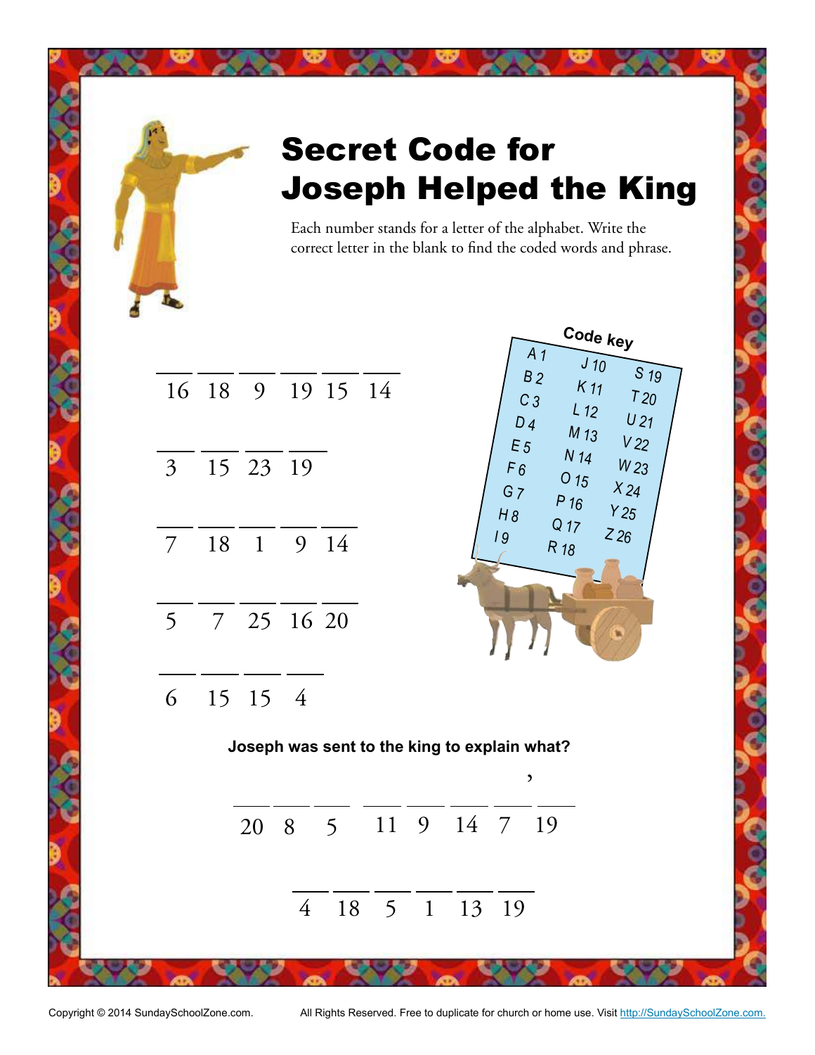# Secret Code for Joseph Helped the King

Each number stands for a letter of the alphabet. Write the correct letter in the blank to find the coded words and phrase.

___ ___ ___ ___ ___ ___
16 18 9 19 15 14

___ ___ ___ ___
3 15 23 19

___ ___ ___ ___ ___
7 18 1 9 14

___ ___ ___ ___ ___
5 7 25 16 20

___ ___ ___ ___
6 15 15 4

**Code key**

| | | |
|---|---|---|
| A 1 | J 10 | S 19 |
| B 2 | K 11 | T 20 |
| C 3 | L 12 | U 21 |
| D 4 | M 13 | V 22 |
| E 5 | N 14 | W 23 |
| F 6 | O 15 | X 24 |
| G 7 | P 16 | Y 25 |
| H 8 | Q 17 | Z 26 |
| I 9 | R 18 | |

**Joseph was sent to the king to explain what?**

___ ___ ___ &nbsp; ___ ___ ___ ___ ' ___
20 8 5 &nbsp; 11 9 14 7 ' 19

___ ___ ___ ___ ___ ___
4 18 5 1 13 19

Copyright © 2014 SundaySchoolZone.com. All Rights Reserved. Free to duplicate for church or home use. Visit http://SundaySchoolZone.com.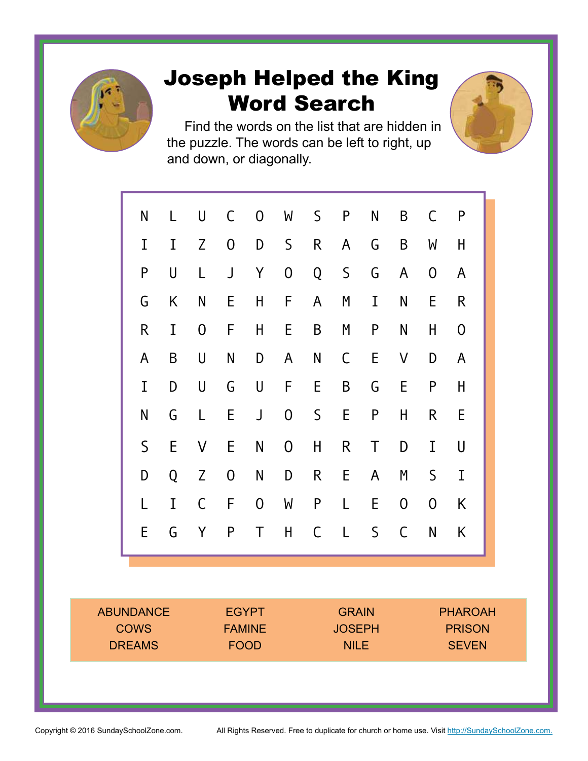# Joseph Helped the King Word Search

Find the words on the list that are hidden in the puzzle. The words can be left to right, up and down, or diagonally.

```
N L U C O W S P N B C P
I I Z O D S R A G B W H
P U L J Y O Q S G A O A
G K N E H F A M I N E R
R I O F H E B M P N H O
A B U N D A N C E V D A
I D U G U F E B G E P H
N G L E J O S E P H R E
S E V E N O H R T D I U
D Q Z O N D R E A M S I
L I C F O W P L E O O K
E G Y P T H C L S C N K
```

| | | | |
|---|---|---|---|
| ABUNDANCE | EGYPT | GRAIN | PHAROAH |
| COWS | FAMINE | JOSEPH | PRISON |
| DREAMS | FOOD | NILE | SEVEN |

Copyright © 2016 SundaySchoolZone.com. All Rights Reserved. Free to duplicate for church or home use. Visit http://SundaySchoolZone.com.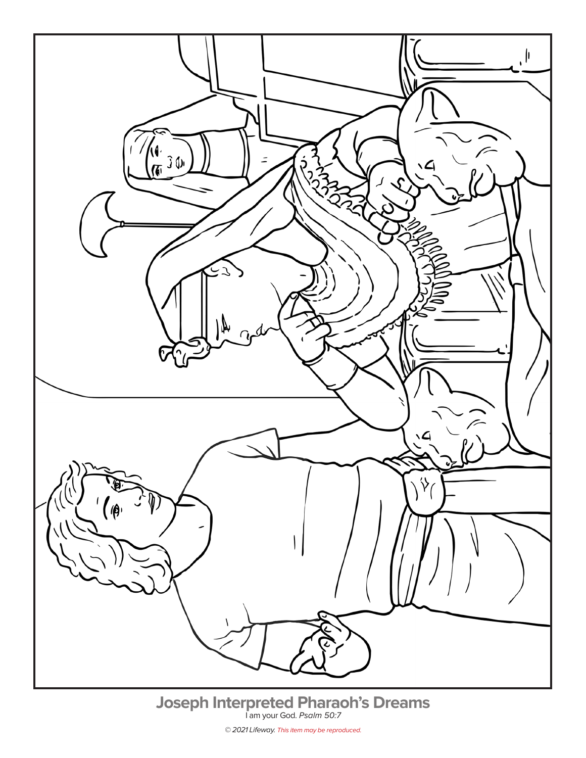**Joseph Interpreted Pharaoh's Dreams**

I am your God. *Psalm 50:7*

*© 2021 Lifeway. This item may be reproduced.*